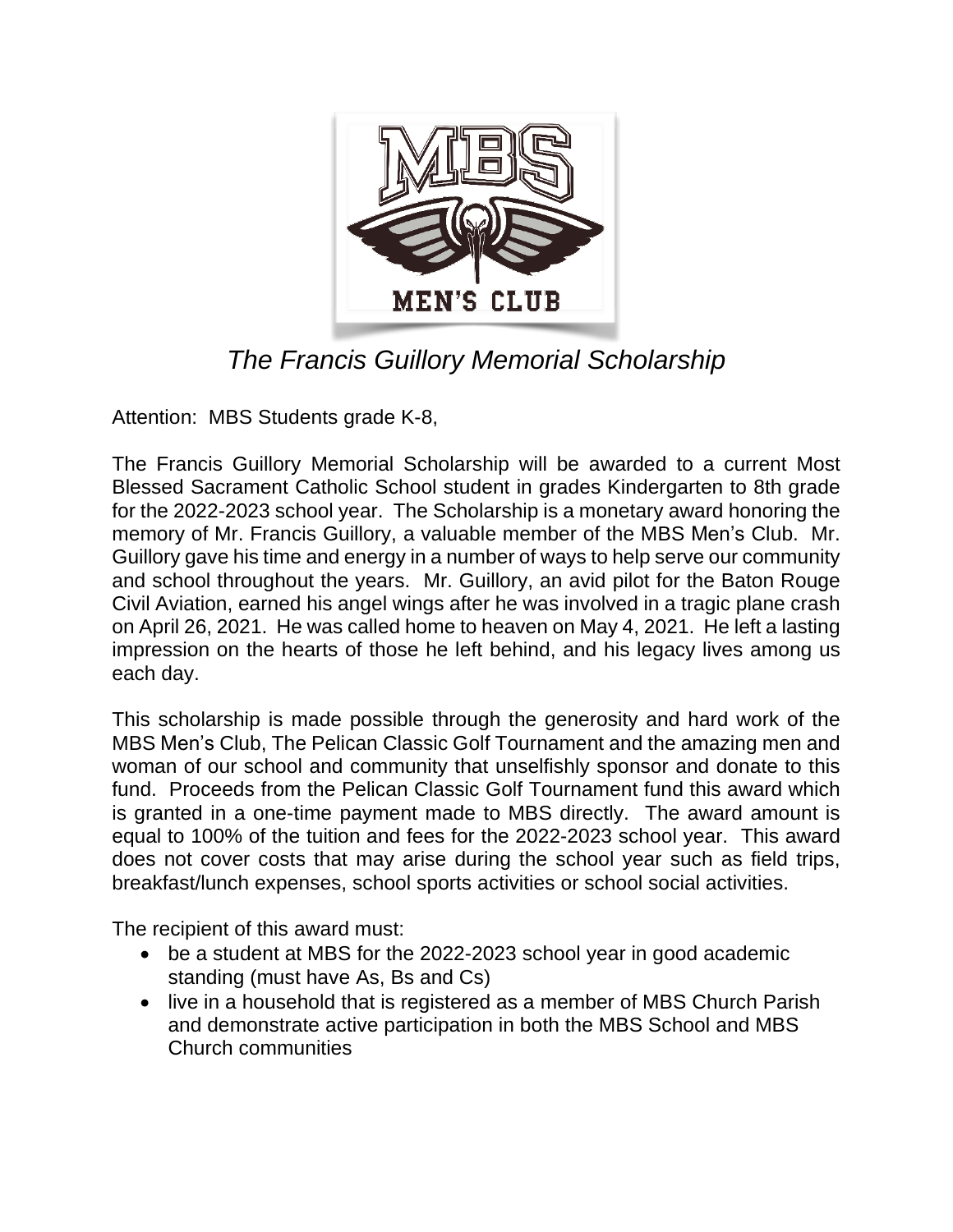# *The Francis Guillory Memorial Scholarship*

Attention: MBS Students grade K-8,

The Francis Guillory Memorial Scholarship will be awarded to a current Most Blessed Sacrament Catholic School student in grades Kindergarten to 8th grade for the 2022-2023 school year. The Scholarship is a monetary award honoring the memory of Mr. Francis Guillory, a valuable member of the MBS Men's Club. Mr. Guillory gave his time and energy in a number of ways to help serve our community and school throughout the years. Mr. Guillory, an avid pilot for the Baton Rouge Civil Aviation, earned his angel wings after he was involved in a tragic plane crash on April 26, 2021. He was called home to heaven on May 4, 2021. He left a lasting impression on the hearts of those he left behind, and his legacy lives among us each day.

This scholarship is made possible through the generosity and hard work of the MBS Men's Club, The Pelican Classic Golf Tournament and the amazing men and woman of our school and community that unselfishly sponsor and donate to this fund. Proceeds from the Pelican Classic Golf Tournament fund this award which is granted in a one-time payment made to MBS directly. The award amount is equal to 100% of the tuition and fees for the 2022-2023 school year. This award does not cover costs that may arise during the school year such as field trips, breakfast/lunch expenses, school sports activities or school social activities.

The recipient of this award must:

- be a student at MBS for the 2022-2023 school year in good academic standing (must have As, Bs and Cs)
- live in a household that is registered as a member of MBS Church Parish and demonstrate active participation in both the MBS School and MBS Church communities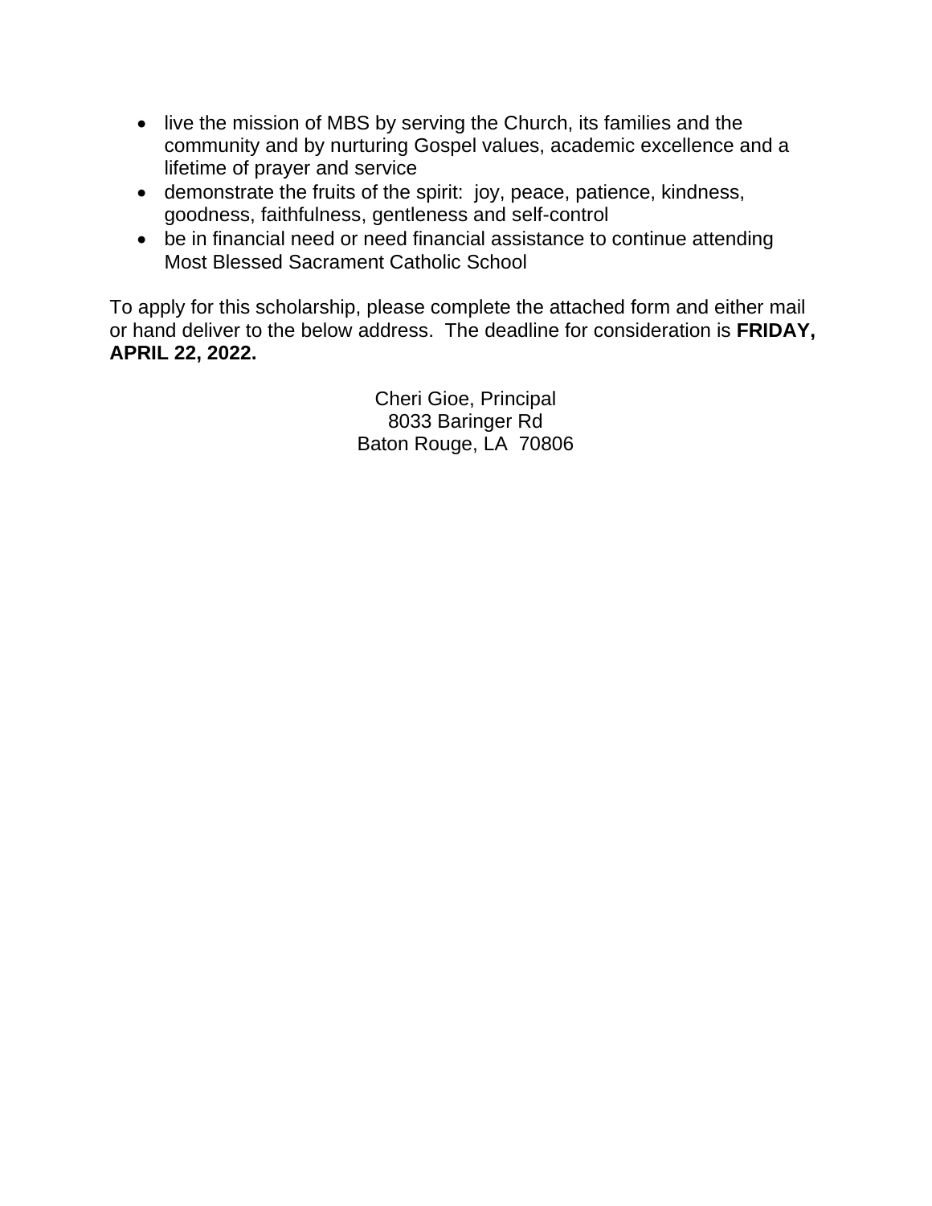- live the mission of MBS by serving the Church, its families and the community and by nurturing Gospel values, academic excellence and a lifetime of prayer and service
- demonstrate the fruits of the spirit: joy, peace, patience, kindness, goodness, faithfulness, gentleness and self-control
- be in financial need or need financial assistance to continue attending Most Blessed Sacrament Catholic School

To apply for this scholarship, please complete the attached form and either mail or hand deliver to the below address. The deadline for consideration is **FRIDAY, APRIL 22, 2022.**

Cheri Gioe, Principal
8033 Baringer Rd
Baton Rouge, LA 70806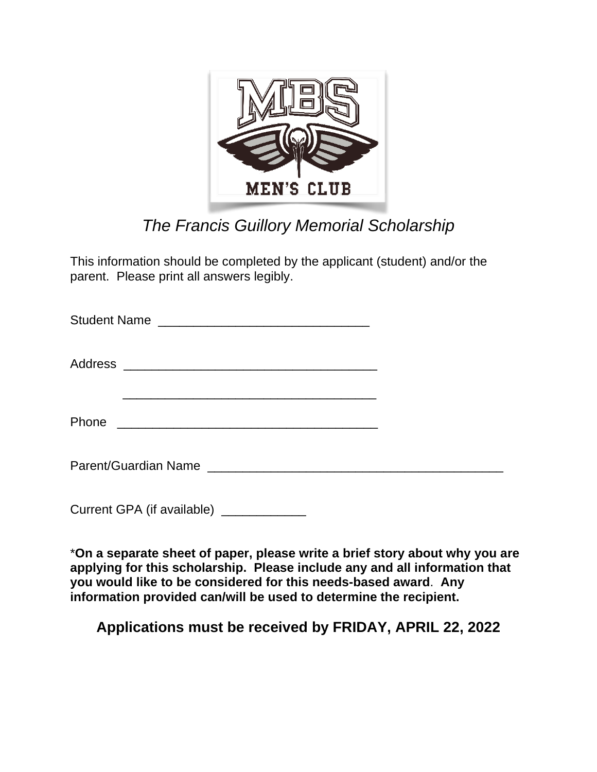MBS

MEN'S CLUB

*The Francis Guillory Memorial Scholarship*

This information should be completed by the applicant (student) and/or the parent. Please print all answers legibly.

Student Name ______________________________

Address ____________________________________

____________________________________

Phone _____________________________________

Parent/Guardian Name ___________________________________________

Current GPA (if available) ____________

\***On a separate sheet of paper, please write a brief story about why you are applying for this scholarship. Please include any and all information that you would like to be considered for this needs-based award**. **Any information provided can/will be used to determine the recipient.**

**Applications must be received by FRIDAY, APRIL 22, 2022**